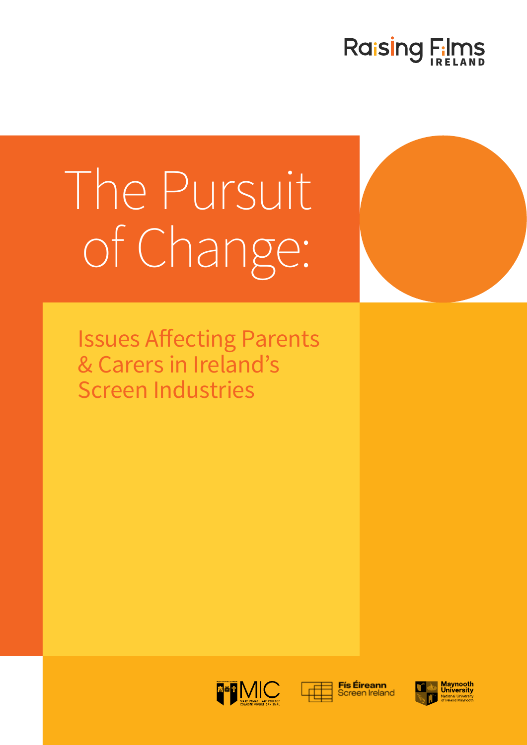Raising Films IRELAND

# The Pursuit of Change:

## Issues Affecting Parents & Carers in Ireland's Screen Industries

MIC MARY IMMACULATE COLLEGE COLÁISTE MHUIRE GAN SMÁL

Fís Éireann Screen Ireland

Maynooth University National University of Ireland Maynooth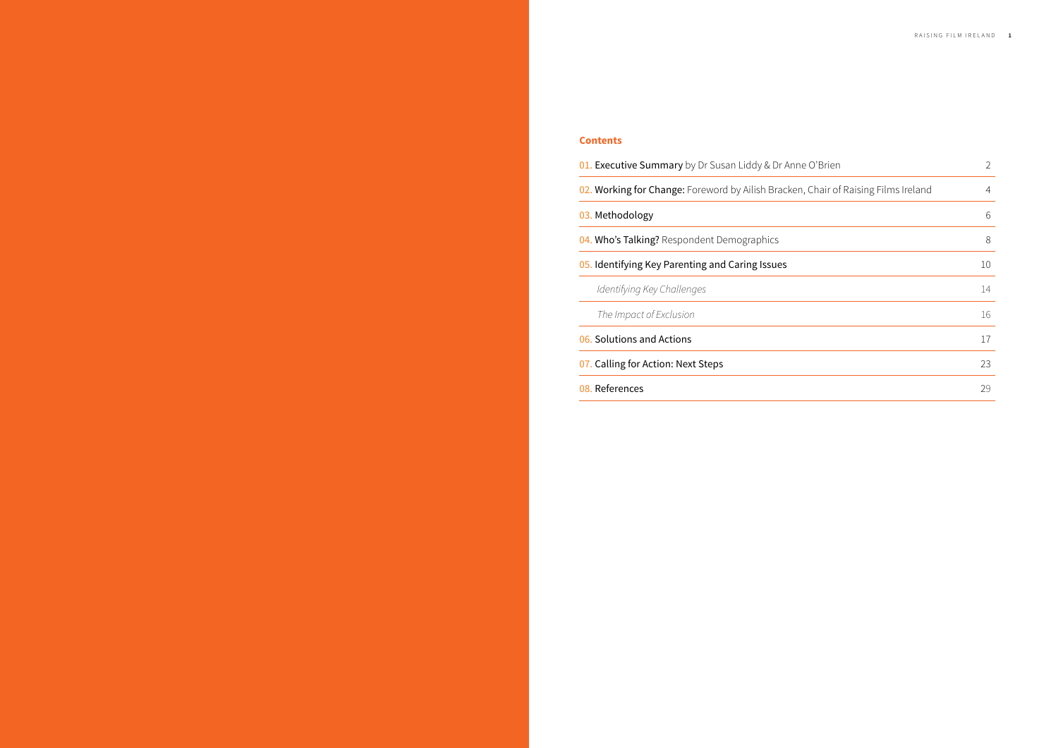## Contents

| | |
|---|---|
| 01. **Executive Summary** by Dr Susan Liddy & Dr Anne O'Brien | 2 |
| 02. **Working for Change:** Foreword by Ailish Bracken, Chair of Raising Films Ireland | 4 |
| 03. **Methodology** | 6 |
| 04. **Who's Talking?** Respondent Demographics | 8 |
| 05. **Identifying Key Parenting and Caring Issues** | 10 |
| *Identifying Key Challenges* | 14 |
| *The Impact of Exclusion* | 16 |
| 06. **Solutions and Actions** | 17 |
| 07. **Calling for Action: Next Steps** | 23 |
| 08. **References** | 29 |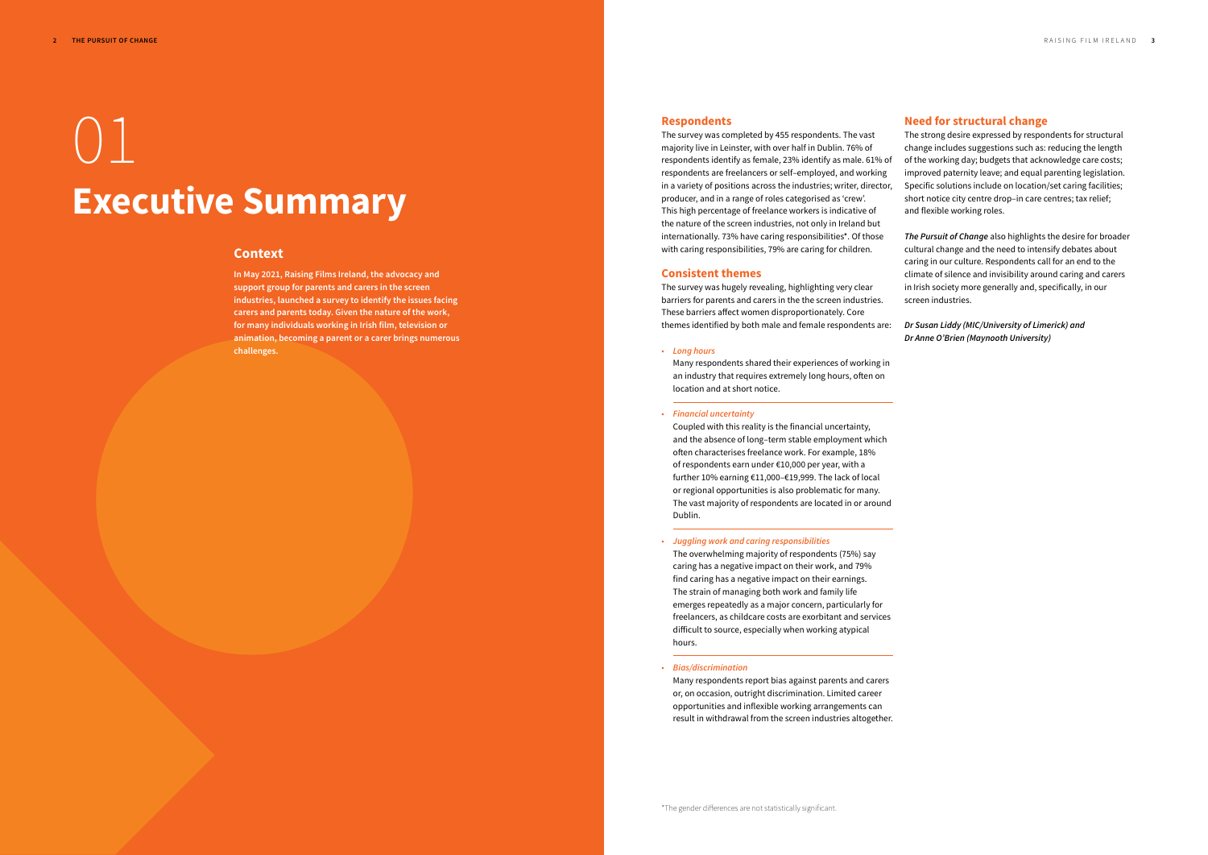# 01 Executive Summary

## Context

**In May 2021, Raising Films Ireland, the advocacy and support group for parents and carers in the screen industries, launched a survey to identify the issues facing carers and parents today. Given the nature of the work, for many individuals working in Irish film, television or animation, becoming a parent or a carer brings numerous challenges.**

## Respondents

The survey was completed by 455 respondents. The vast majority live in Leinster, with over half in Dublin. 76% of respondents identify as female, 23% identify as male. 61% of respondents are freelancers or self–employed, and working in a variety of positions across the industries; writer, director, producer, and in a range of roles categorised as 'crew'. This high percentage of freelance workers is indicative of the nature of the screen industries, not only in Ireland but internationally. 73% have caring responsibilities*. Of those with caring responsibilities, 79% are caring for children.

## Consistent themes

The survey was hugely revealing, highlighting very clear barriers for parents and carers in the the screen industries. These barriers affect women disproportionately. Core themes identified by both male and female respondents are:

- ***Long hours***

  Many respondents shared their experiences of working in an industry that requires extremely long hours, often on location and at short notice.

- ***Financial uncertainty***

  Coupled with this reality is the financial uncertainty, and the absence of long–term stable employment which often characterises freelance work. For example, 18% of respondents earn under €10,000 per year, with a further 10% earning €11,000–€19,999. The lack of local or regional opportunities is also problematic for many. The vast majority of respondents are located in or around Dublin.

- ***Juggling work and caring responsibilities***

  The overwhelming majority of respondents (75%) say caring has a negative impact on their work, and 79% find caring has a negative impact on their earnings. The strain of managing both work and family life emerges repeatedly as a major concern, particularly for freelancers, as childcare costs are exorbitant and services difficult to source, especially when working atypical hours.

- ***Bias/discrimination***

  Many respondents report bias against parents and carers or, on occasion, outright discrimination. Limited career opportunities and inflexible working arrangements can result in withdrawal from the screen industries altogether.

## Need for structural change

The strong desire expressed by respondents for structural change includes suggestions such as: reducing the length of the working day; budgets that acknowledge care costs; improved paternity leave; and equal parenting legislation. Specific solutions include on location/set caring facilities; short notice city centre drop–in care centres; tax relief; and flexible working roles.

***The Pursuit of Change*** also highlights the desire for broader cultural change and the need to intensify debates about caring in our culture. Respondents call for an end to the climate of silence and invisibility around caring and carers in Irish society more generally and, specifically, in our screen industries.

***Dr Susan Liddy (MIC/University of Limerick) and Dr Anne O'Brien (Maynooth University)***

*The gender differences are not statistically significant.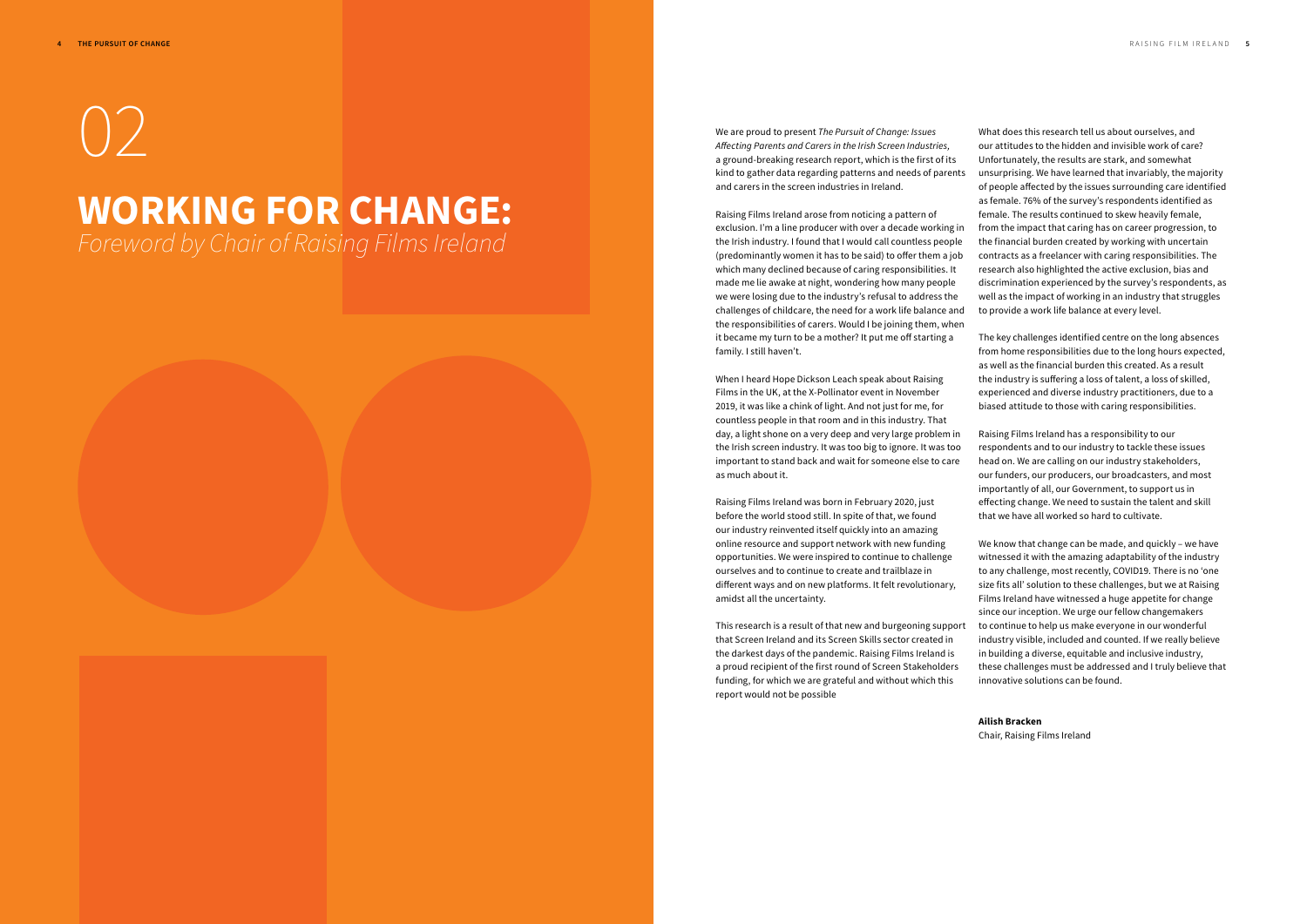# 02

# WORKING FOR CHANGE:

*Foreword by Chair of Raising Films Ireland*

We are proud to present *The Pursuit of Change: Issues Affecting Parents and Carers in the Irish Screen Industries*, a ground-breaking research report, which is the first of its kind to gather data regarding patterns and needs of parents and carers in the screen industries in Ireland.

Raising Films Ireland arose from noticing a pattern of exclusion. I'm a line producer with over a decade working in the Irish industry. I found that I would call countless people (predominantly women it has to be said) to offer them a job which many declined because of caring responsibilities. It made me lie awake at night, wondering how many people we were losing due to the industry's refusal to address the challenges of childcare, the need for a work life balance and the responsibilities of carers. Would I be joining them, when it became my turn to be a mother? It put me off starting a family. I still haven't.

When I heard Hope Dickson Leach speak about Raising Films in the UK, at the X-Pollinator event in November 2019, it was like a chink of light. And not just for me, for countless people in that room and in this industry. That day, a light shone on a very deep and very large problem in the Irish screen industry. It was too big to ignore. It was too important to stand back and wait for someone else to care as much about it.

Raising Films Ireland was born in February 2020, just before the world stood still. In spite of that, we found our industry reinvented itself quickly into an amazing online resource and support network with new funding opportunities. We were inspired to continue to challenge ourselves and to continue to create and trailblaze in different ways and on new platforms. It felt revolutionary, amidst all the uncertainty.

This research is a result of that new and burgeoning support that Screen Ireland and its Screen Skills sector created in the darkest days of the pandemic. Raising Films Ireland is a proud recipient of the first round of Screen Stakeholders funding, for which we are grateful and without which this report would not be possible

What does this research tell us about ourselves, and our attitudes to the hidden and invisible work of care? Unfortunately, the results are stark, and somewhat unsurprising. We have learned that invariably, the majority of people affected by the issues surrounding care identified as female. 76% of the survey's respondents identified as female. The results continued to skew heavily female, from the impact that caring has on career progression, to the financial burden created by working with uncertain contracts as a freelancer with caring responsibilities. The research also highlighted the active exclusion, bias and discrimination experienced by the survey's respondents, as well as the impact of working in an industry that struggles to provide a work life balance at every level.

The key challenges identified centre on the long absences from home responsibilities due to the long hours expected, as well as the financial burden this created. As a result the industry is suffering a loss of talent, a loss of skilled, experienced and diverse industry practitioners, due to a biased attitude to those with caring responsibilities.

Raising Films Ireland has a responsibility to our respondents and to our industry to tackle these issues head on. We are calling on our industry stakeholders, our funders, our producers, our broadcasters, and most importantly of all, our Government, to support us in effecting change. We need to sustain the talent and skill that we have all worked so hard to cultivate.

We know that change can be made, and quickly – we have witnessed it with the amazing adaptability of the industry to any challenge, most recently, COVID19. There is no 'one size fits all' solution to these challenges, but we at Raising Films Ireland have witnessed a huge appetite for change since our inception. We urge our fellow changemakers to continue to help us make everyone in our wonderful industry visible, included and counted. If we really believe in building a diverse, equitable and inclusive industry, these challenges must be addressed and I truly believe that innovative solutions can be found.

**Ailish Bracken**
Chair, Raising Films Ireland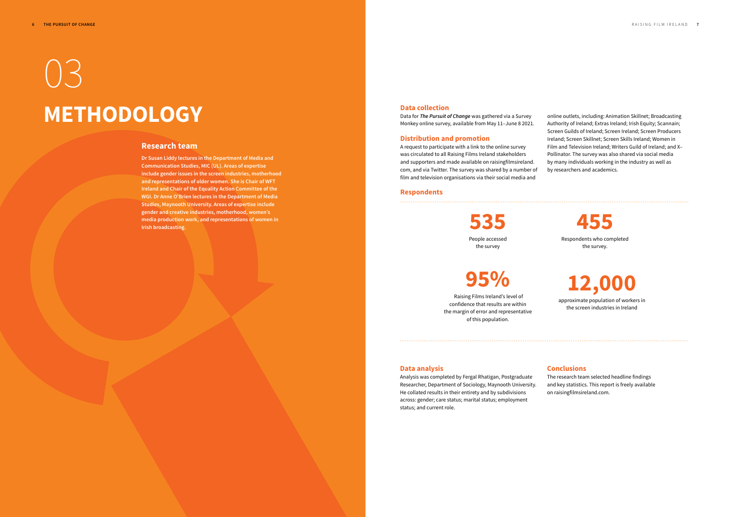# 03 METHODOLOGY

## Research team

**Dr Susan Liddy lectures in the Department of Media and Communication Studies, MIC (UL). Areas of expertise include gender issues in the screen industries, motherhood and representations of older women. She is Chair of WFT Ireland and Chair of the Equality Action Committee of the WGI. Dr Anne O'Brien lectures in the Department of Media Studies, Maynooth University. Areas of expertise include gender and creative industries, motherhood, women's media production work, and representations of women in Irish broadcasting.**

### Data collection

Data for ***The Pursuit of Change*** was gathered via a Survey Monkey online survey, available from May 11–June 8 2021.

### Distribution and promotion

A request to participate with a link to the online survey was circulated to all Raising Films Ireland stakeholders and supporters and made available on raisingfilmsireland.com, and via Twitter. The survey was shared by a number of film and television organisations via their social media and online outlets, including: Animation Skillnet; Broadcasting Authority of Ireland; Extras Ireland; Irish Equity; Scannain; Screen Guilds of Ireland; Screen Ireland; Screen Producers Ireland; Screen Skillnet; Screen Skills Ireland; Women in Film and Television Ireland; Writers Guild of Ireland; and X–Pollinator. The survey was also shared via social media by many individuals working in the industry as well as by researchers and academics.

### Respondents

**535**
People accessed the survey

**455**
Respondents who completed the survey.

**95%**
Raising Films Ireland's level of confidence that results are within the margin of error and representative of this population.

**12,000**
approximate population of workers in the screen industries in Ireland

### Data analysis

Analysis was completed by Fergal Rhatigan, Postgraduate Researcher, Department of Sociology, Maynooth University. He collated results in their entirety and by subdivisions across: gender; care status; marital status; employment status; and current role.

### Conclusions

The research team selected headline findings and key statistics. This report is freely available on raisingfilmsireland.com.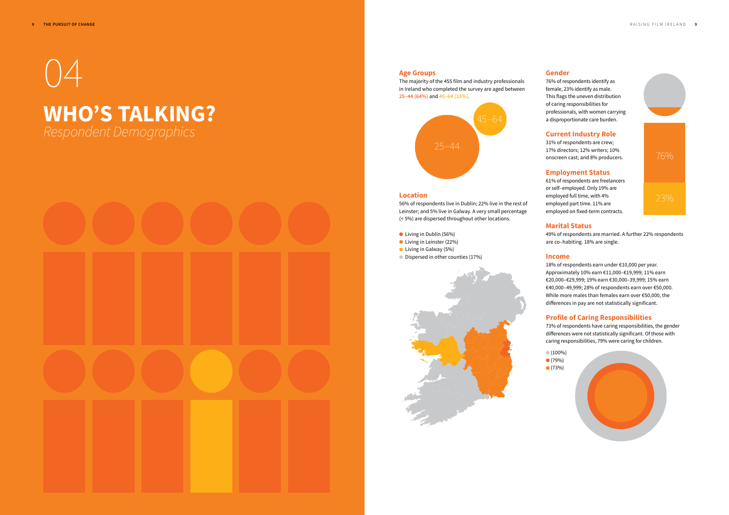# 04

# WHO'S TALKING?

*Respondent Demographics*

## Age Groups

The majority of the 455 film and industry professionals in Ireland who completed the survey are aged between **25–44 (64%)** and **45–64 (33%)**.

45–64

25–44

## Location

56% of respondents live in Dublin; 22% live in the rest of Leinster; and 5% live in Galway. A very small percentage (< 5%) are dispersed throughout other locations.

- Living in Dublin (56%)
- Living in Leinster (22%)
- Living in Galway (5%)
- Dispersed in other counties (17%)

## Gender

76% of respondents identify as female, 23% identify as male. This flags the uneven distribution of caring responsibilities for professionals, with women carrying a disproportionate care burden.

76%

23%

## Current Industry Role

31% of respondents are crew; 17% directors; 12% writers; 10% onscreen cast; and 8% producers.

## Employment Status

61% of respondents are freelancers or self-employed. Only 19% are employed full time, with 4% employed part time. 11% are employed on fixed-term contracts.

## Marital Status

49% of respondents are married. A further 22% respondents are co–habiting. 18% are single.

## Income

18% of respondents earn under €10,000 per year. Approximately 10% earn €11,000–€19,999; 11% earn €20,000–€29,999; 19% earn €30,000–39,999; 15% earn €40,000–49,999; 28% of respondents earn over €50,000. While more males than females earn over €50,000, the differences in pay are not statistically significant.

## Profile of Caring Responsibilities

73% of respondents have caring responsibilities, the gender differences were not statistically significant. Of those with caring responsibilities, 79% were caring for children.

- (100%)
- (79%)
- (73%)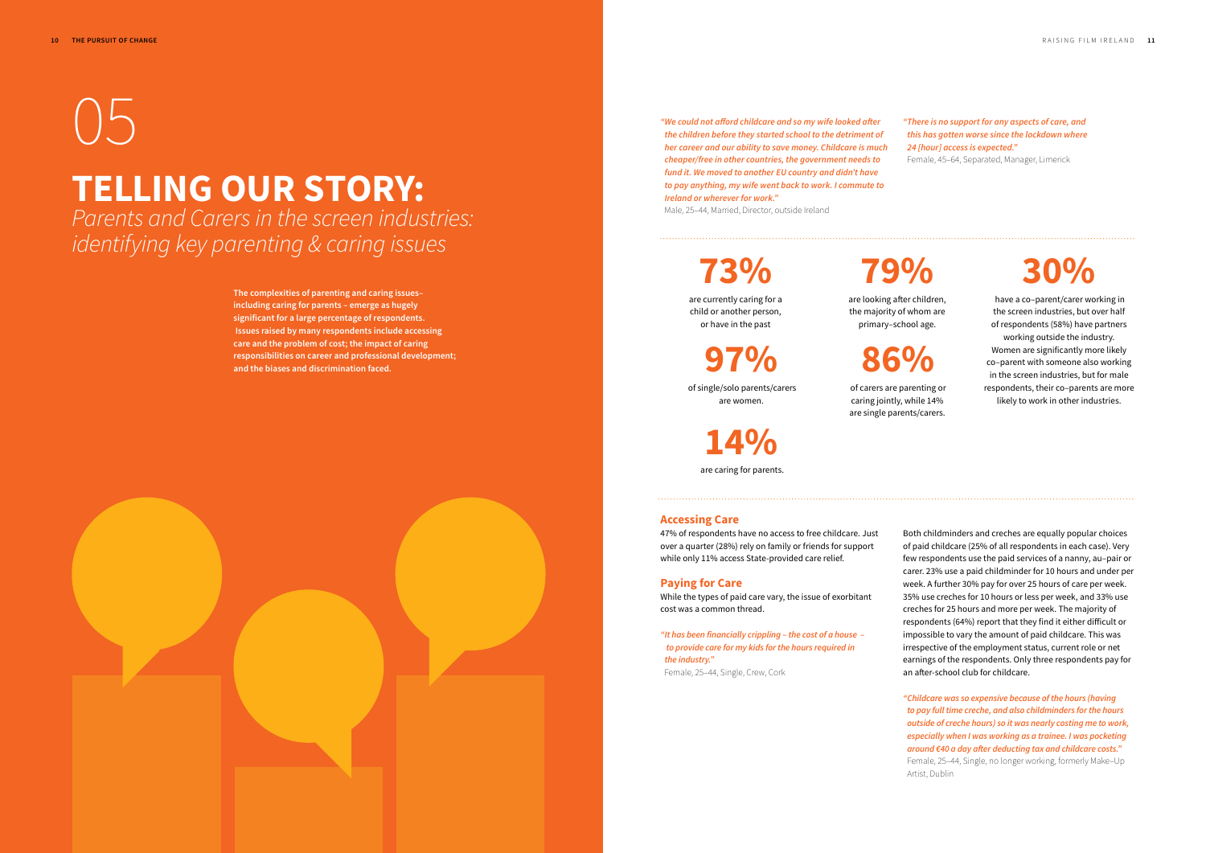# 05

# TELLING OUR STORY:

*Parents and Carers in the screen industries: identifying key parenting & caring issues*

**The complexities of parenting and caring issues– including caring for parents – emerge as hugely significant for a large percentage of respondents. Issues raised by many respondents include accessing care and the problem of cost; the impact of caring responsibilities on career and professional development; and the biases and discrimination faced.**

***"We could not afford childcare and so my wife looked after the children before they started school to the detriment of her career and our ability to save money. Childcare is much cheaper/free in other countries, the government needs to fund it. We moved to another EU country and didn't have to pay anything, my wife went back to work. I commute to Ireland or wherever for work."***
Male, 25–44, Married, Director, outside Ireland

***"There is no support for any aspects of care, and this has gotten worse since the lockdown where 24 [hour] access is expected."***
Female, 45–64, Separated, Manager, Limerick

**73%**
are currently caring for a child or another person, or have in the past

**97%**
of single/solo parents/carers are women.

**14%**
are caring for parents.

**79%**
are looking after children, the majority of whom are primary–school age.

**86%**
of carers are parenting or caring jointly, while 14% are single parents/carers.

**30%**
have a co–parent/carer working in the screen industries, but over half of respondents (58%) have partners working outside the industry. Women are significantly more likely co–parent with someone also working in the screen industries, but for male respondents, their co–parents are more likely to work in other industries.

## Accessing Care

47% of respondents have no access to free childcare. Just over a quarter (28%) rely on family or friends for support while only 11% access State-provided care relief.

## Paying for Care

While the types of paid care vary, the issue of exorbitant cost was a common thread.

***"It has been financially crippling – the cost of a house – to provide care for my kids for the hours required in the industry."***
Female, 25–44, Single, Crew, Cork

Both childminders and creches are equally popular choices of paid childcare (25% of all respondents in each case). Very few respondents use the paid services of a nanny, au–pair or carer. 23% use a paid childminder for 10 hours and under per week. A further 30% pay for over 25 hours of care per week. 35% use creches for 10 hours or less per week, and 33% use creches for 25 hours and more per week. The majority of respondents (64%) report that they find it either difficult or impossible to vary the amount of paid childcare. This was irrespective of the employment status, current role or net earnings of the respondents. Only three respondents pay for an after-school club for childcare.

***"Childcare was so expensive because of the hours (having to pay full time creche, and also childminders for the hours outside of creche hours) so it was nearly costing me to work, especially when I was working as a trainee. I was pocketing around €40 a day after deducting tax and childcare costs."***
Female, 25–44, Single, no longer working, formerly Make–Up Artist, Dublin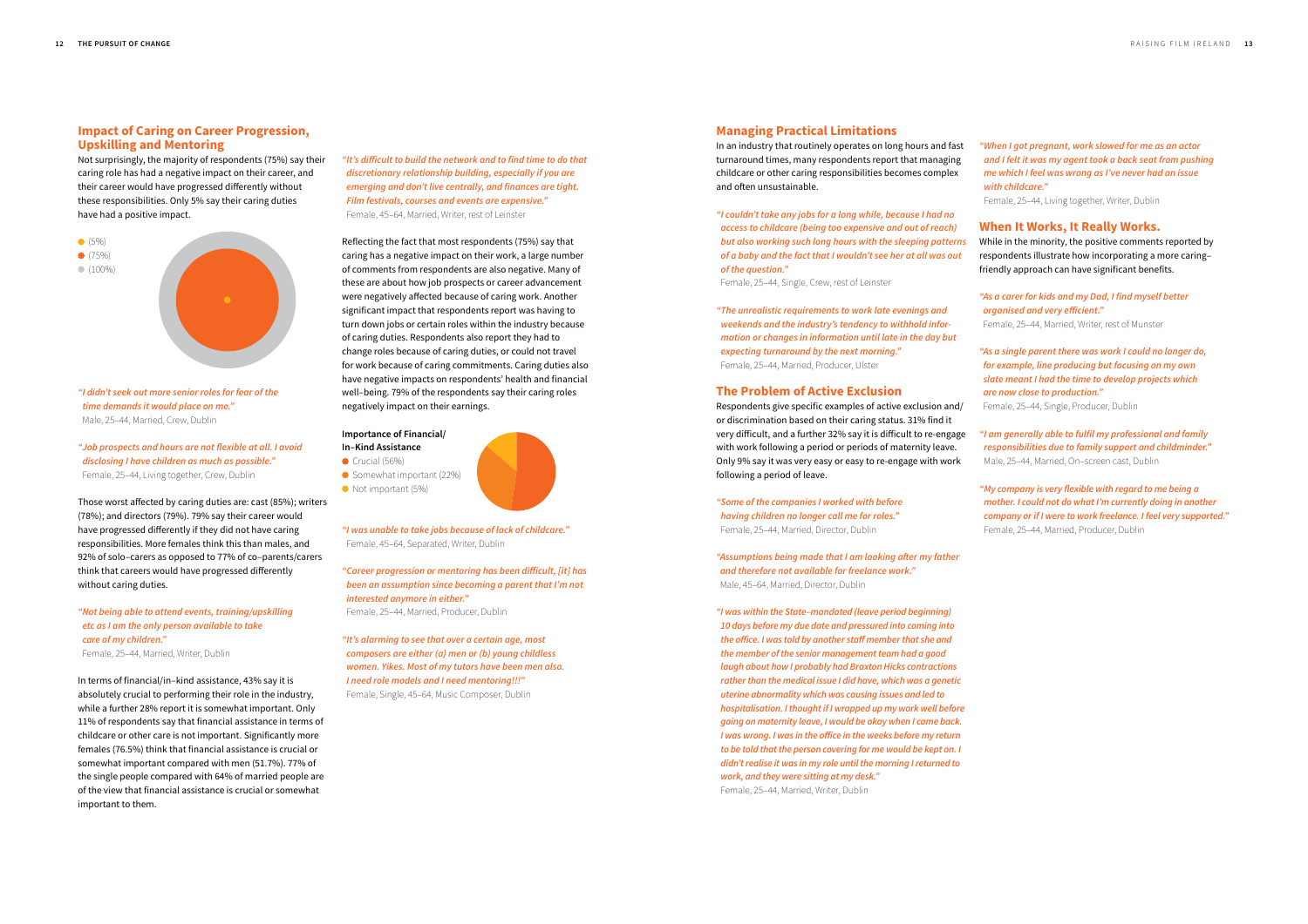## Impact of Caring on Career Progression, Upskilling and Mentoring

Not surprisingly, the majority of respondents (75%) say their caring role has had a negative impact on their career, and their career would have progressed differently without these responsibilities. Only 5% say their caring duties have had a positive impact.

- (5%)
- (75%)
- (100%)

*"I didn't seek out more senior roles for fear of the time demands it would place on me."*
Male, 25–44, Married, Crew, Dublin

*"Job prospects and hours are not flexible at all. I avoid disclosing I have children as much as possible."*
Female, 25–44, Living together, Crew, Dublin

Those worst affected by caring duties are: cast (85%); writers (78%); and directors (79%). 79% say their career would have progressed differently if they did not have caring responsibilities. More females think this than males, and 92% of solo–carers as opposed to 77% of co–parents/carers think that careers would have progressed differently without caring duties.

*"Not being able to attend events, training/upskilling etc as I am the only person available to take care of my children."*
Female, 25–44, Married, Writer, Dublin

In terms of financial/in–kind assistance, 43% say it is absolutely crucial to performing their role in the industry, while a further 28% report it is somewhat important. Only 11% of respondents say that financial assistance in terms of childcare or other care is not important. Significantly more females (76.5%) think that financial assistance is crucial or somewhat important compared with men (51.7%). 77% of the single people compared with 64% of married people are of the view that financial assistance is crucial or somewhat important to them.

*"It's difficult to build the network and to find time to do that discretionary relationship building, especially if you are emerging and don't live centrally, and finances are tight. Film festivals, courses and events are expensive."*
Female, 45–64, Married, Writer, rest of Leinster

Reflecting the fact that most respondents (75%) say that caring has a negative impact on their work, a large number of comments from respondents are also negative. Many of these are about how job prospects or career advancement were negatively affected because of caring work. Another significant impact that respondents report was having to turn down jobs or certain roles within the industry because of caring duties. Respondents also report they had to change roles because of caring duties, or could not travel for work because of caring commitments. Caring duties also have negative impacts on respondents' health and financial well–being. 79% of the respondents say their caring roles negatively impact on their earnings.

**Importance of Financial/ In–Kind Assistance**

- Crucial (56%)
- Somewhat important (22%)
- Not important (5%)

*"I was unable to take jobs because of lack of childcare."*
Female, 45–64, Separated, Writer, Dublin

*"Career progression or mentoring has been difficult, [it] has been an assumption since becoming a parent that I'm not interested anymore in either."*
Female, 25–44, Married, Producer, Dublin

*"It's alarming to see that over a certain age, most composers are either (a) men or (b) young childless women. Yikes. Most of my tutors have been men also. I need role models and I need mentoring!!!"*
Female, Single, 45–64, Music Composer, Dublin

## Managing Practical Limitations

In an industry that routinely operates on long hours and fast turnaround times, many respondents report that managing childcare or other caring responsibilities becomes complex and often unsustainable.

*"I couldn't take any jobs for a long while, because I had no access to childcare (being too expensive and out of reach) but also working such long hours with the sleeping patterns of a baby and the fact that I wouldn't see her at all was out of the question."*
Female, 25–44, Single, Crew, rest of Leinster

*"The unrealistic requirements to work late evenings and weekends and the industry's tendency to withhold information or changes in information until late in the day but expecting turnaround by the next morning."*
Female, 25–44, Married, Producer, Ulster

## The Problem of Active Exclusion

Respondents give specific examples of active exclusion and/ or discrimination based on their caring status. 31% find it very difficult, and a further 32% say it is difficult to re-engage with work following a period or periods of maternity leave. Only 9% say it was very easy or easy to re-engage with work following a period of leave.

*"Some of the companies I worked with before having children no longer call me for roles."*
Female, 25–44, Married, Director, Dublin

*"Assumptions being made that I am looking after my father and therefore not available for freelance work."*
Male, 45–64, Married, Director, Dublin

*"I was within the State–mandated (leave period beginning) 10 days before my due date and pressured into coming into the office. I was told by another staff member that she and the member of the senior management team had a good laugh about how I probably had Braxton Hicks contractions rather than the medical issue I did have, which was a genetic uterine abnormality which was causing issues and led to hospitalisation. I thought if I wrapped up my work well before going on maternity leave, I would be okay when I came back. I was wrong. I was in the office in the weeks before my return to be told that the person covering for me would be kept on. I didn't realise it was in my role until the morning I returned to work, and they were sitting at my desk."*
Female, 25–44, Married, Writer, Dublin

*"When I got pregnant, work slowed for me as an actor and I felt it was my agent took a back seat from pushing me which I feel was wrong as I've never had an issue with childcare."*
Female, 25–44, Living together, Writer, Dublin

## When It Works, It Really Works.

While in the minority, the positive comments reported by respondents illustrate how incorporating a more caring–friendly approach can have significant benefits.

*"As a carer for kids and my Dad, I find myself better organised and very efficient."*
Female, 25–44, Married, Writer, rest of Munster

*"As a single parent there was work I could no longer do, for example, line producing but focusing on my own slate meant I had the time to develop projects which are now close to production."*
Female, 25–44, Single, Producer, Dublin

*"I am generally able to fulfil my professional and family responsibilities due to family support and childminder."*
Male, 25–44, Married, On–screen cast, Dublin

*"My company is very flexible with regard to me being a mother. I could not do what I'm currently doing in another company or if I were to work freelance. I feel very supported."*
Female, 25–44, Married, Producer, Dublin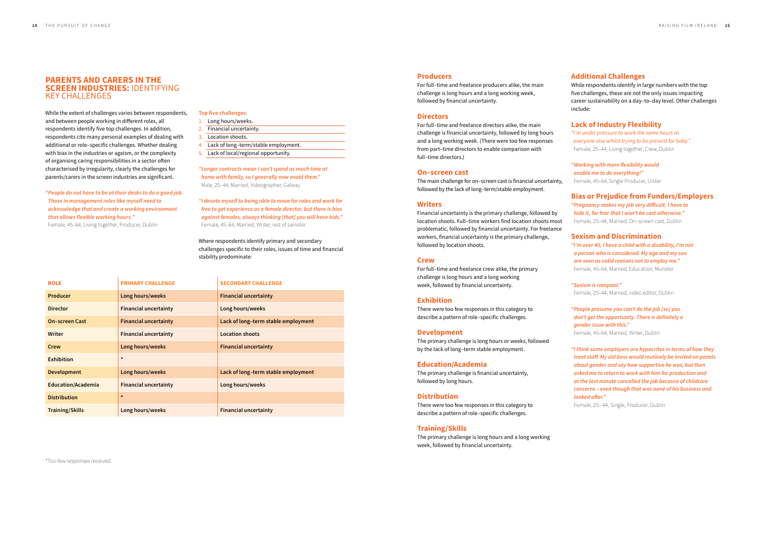## **PARENTS AND CARERS IN THE SCREEN INDUSTRIES:** IDENTIFYING KEY CHALLENGES

While the extent of challenges varies between respondents, and between people working in different roles, all respondents identify five top challenges. In addition, respondents cite many personal examples of dealing with additional or role–specific challenges. Whether dealing with bias in the industries or ageism, or the complexity of organising caring responsibilities in a sector often characterised by irregularity, clearly the challenges for parents/carers in the screen industries are significant.

*"People do not have to be at their desks to do a good job. Those in management roles like myself need to acknowledge that and create a working environment that allows flexible working hours."*
Female, 45–64, Living together, Producer, Dublin

**Top five challenges:**

1. Long hours/weeks.
2. Financial uncertainty.
3. Location shoots.
4. Lack of long–term/stable employment.
5. Lack of local/regional opportunity.

*"Longer contracts mean I can't spend as much time at home with family, so I generally now avoid them."*
Male, 25–44, Married, Videographer, Galway

*"I devote myself to being able to move for roles and work for free to get experience as a female director, but there is bias against females, always thinking [that] you will have kids."*
Female, 45–64, Married, Writer, rest of Leinster

Where respondents identify primary and secondary challenges specific to their roles, issues of time and financial stability predominate:

| ROLE | PRIMARY CHALLENGE | SECONDARY CHALLENGE |
|---|---|---|
| Producer | Long hours/weeks | Financial uncertainty |
| Director | Financial uncertainty | Long hours/weeks |
| On–screen Cast | Financial uncertainty | Lack of long–term stable employment |
| Writer | Financial uncertainty | Location shoots |
| Crew | Long hours/weeks | Financial uncertainty |
| Exhibition | * | |
| Development | Long hours/weeks | Lack of long–term stable employment |
| Education/Academia | Financial uncertainty | Long hours/weeks |
| Distribution | * | |
| Training/Skills | Long hours/weeks | Financial uncertainty |

*Too few responses received.

### Producers

For full–time and freelance producers alike, the main challenge is long hours and a long working week, followed by financial uncertainty.

### Directors

For full–time and freelance directors alike, the main challenge is financial uncertainty, followed by long hours and a long working week. (There were too few responses from part–time directors to enable comparison with full–time directors.)

### On–screen cast

The main challenge for on–screen cast is financial uncertainty, followed by the lack of long–term/stable employment.

### Writers

Financial uncertainty is the primary challenge, followed by location shoots. Full–time workers find location shoots most problematic, followed by financial uncertainty. For freelance workers, financial uncertainty is the primary challenge, followed by location shoots.

### Crew

For full–time and freelance crew alike, the primary challenge is long hours and a long working week, followed by financial uncertainty.

### Exhibition

There were too few responses in this category to describe a pattern of role–specific challenges.

### Development

The primary challenge is long hours or weeks, followed by the lack of long–term stable employment.

### Education/Academia

The primary challenge is financial uncertainty, followed by long hours.

### Distribution

There were too few responses in this category to describe a pattern of role–specific challenges.

### Training/Skills

The primary challenge is long hours and a long working week, followed by financial uncertainty.

### Additional Challenges

While respondents identify in large numbers with the top five challenges, these are not the only issues impacting career sustainability on a day–to–day level. Other challenges include:

### Lack of Industry Flexibility

*"I'm under pressure to work the same hours as everyone else whilst trying to be present for baby."*
Female, 25–44, Living together, Crew, Dublin

*"Working with more flexibility would enable me to do everything!"*
Female, 45–64, Single Producer, Ulster

### Bias or Prejudice from Funders/Employers

*"Pregnancy makes my job very difficult. I have to hide it, for fear that I won't be cast otherwise."*
Female, 25–44, Married, On–screen cast, Dublin

### Sexism and Discrimination

*"I'm over 40, I have a child with a disability, I'm not a person who is considered. My age and my son are seen as valid reasons not to employ me."*
Female, 45–64, Married, Education, Munster

*"Sexism is rampant."*
Female, 25–44, Married, video editor, Dublin

*"People presume you can't do the job [so] you don't get the opportunity. There is definitely a gender issue with this."*
Female, 45–64, Married, Writer, Dublin

*"I think some employers are hypocrites in terms of how they treat staff. My old boss would routinely be invited on panels about gender and say how supportive he was, but then asked me to return to work with him for production and at the last minute cancelled the job because of childcare concerns – even though that was none of his business and looked after."*
Female, 25– 44, Single, Producer, Dublin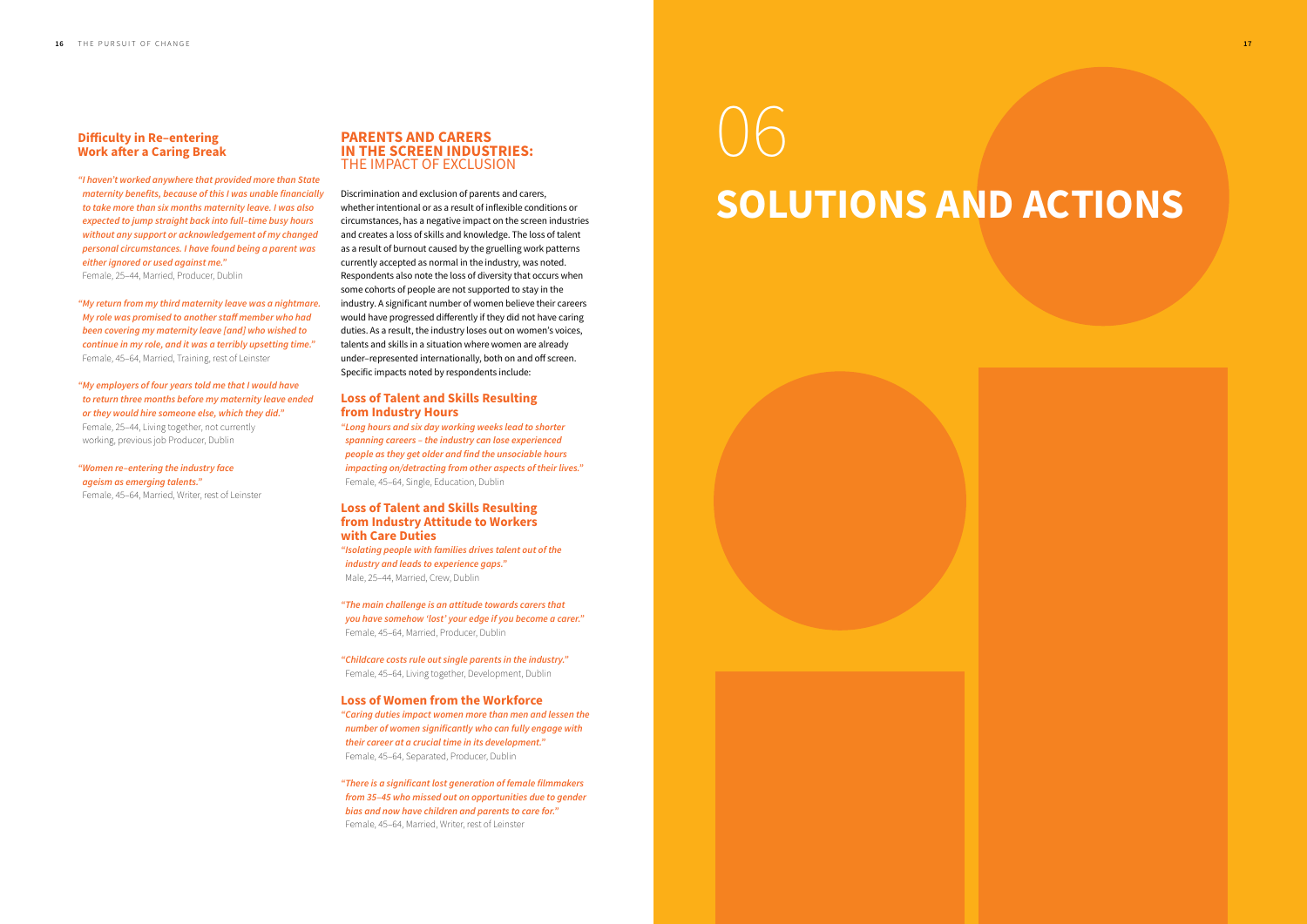### Difficulty in Re–entering Work after a Caring Break

*"I haven't worked anywhere that provided more than State maternity benefits, because of this I was unable financially to take more than six months maternity leave. I was also expected to jump straight back into full–time busy hours without any support or acknowledgement of my changed personal circumstances. I have found being a parent was either ignored or used against me."*
Female, 25–44, Married, Producer, Dublin

*"My return from my third maternity leave was a nightmare. My role was promised to another staff member who had been covering my maternity leave [and] who wished to continue in my role, and it was a terribly upsetting time."*
Female, 45–64, Married, Training, rest of Leinster

*"My employers of four years told me that I would have to return three months before my maternity leave ended or they would hire someone else, which they did."*
Female, 25–44, Living together, not currently working, previous job Producer, Dublin

*"Women re–entering the industry face ageism as emerging talents."*
Female, 45–64, Married, Writer, rest of Leinster

## PARENTS AND CARERS IN THE SCREEN INDUSTRIES: THE IMPACT OF EXCLUSION

Discrimination and exclusion of parents and carers, whether intentional or as a result of inflexible conditions or circumstances, has a negative impact on the screen industries and creates a loss of skills and knowledge. The loss of talent as a result of burnout caused by the gruelling work patterns currently accepted as normal in the industry, was noted. Respondents also note the loss of diversity that occurs when some cohorts of people are not supported to stay in the industry. A significant number of women believe their careers would have progressed differently if they did not have caring duties. As a result, the industry loses out on women's voices, talents and skills in a situation where women are already under–represented internationally, both on and off screen. Specific impacts noted by respondents include:

### Loss of Talent and Skills Resulting from Industry Hours

*"Long hours and six day working weeks lead to shorter spanning careers – the industry can lose experienced people as they get older and find the unsociable hours impacting on/detracting from other aspects of their lives."*
Female, 45–64, Single, Education, Dublin

### Loss of Talent and Skills Resulting from Industry Attitude to Workers with Care Duties

*"Isolating people with families drives talent out of the industry and leads to experience gaps."*
Male, 25–44, Married, Crew, Dublin

*"The main challenge is an attitude towards carers that you have somehow 'lost' your edge if you become a carer."*
Female, 45–64, Married, Producer, Dublin

*"Childcare costs rule out single parents in the industry."*
Female, 45–64, Living together, Development, Dublin

### Loss of Women from the Workforce

*"Caring duties impact women more than men and lessen the number of women significantly who can fully engage with their career at a crucial time in its development."*
Female, 45–64, Separated, Producer, Dublin

*"There is a significant lost generation of female filmmakers from 35–45 who missed out on opportunities due to gender bias and now have children and parents to care for."*
Female, 45–64, Married, Writer, rest of Leinster

# 06 SOLUTIONS AND ACTIONS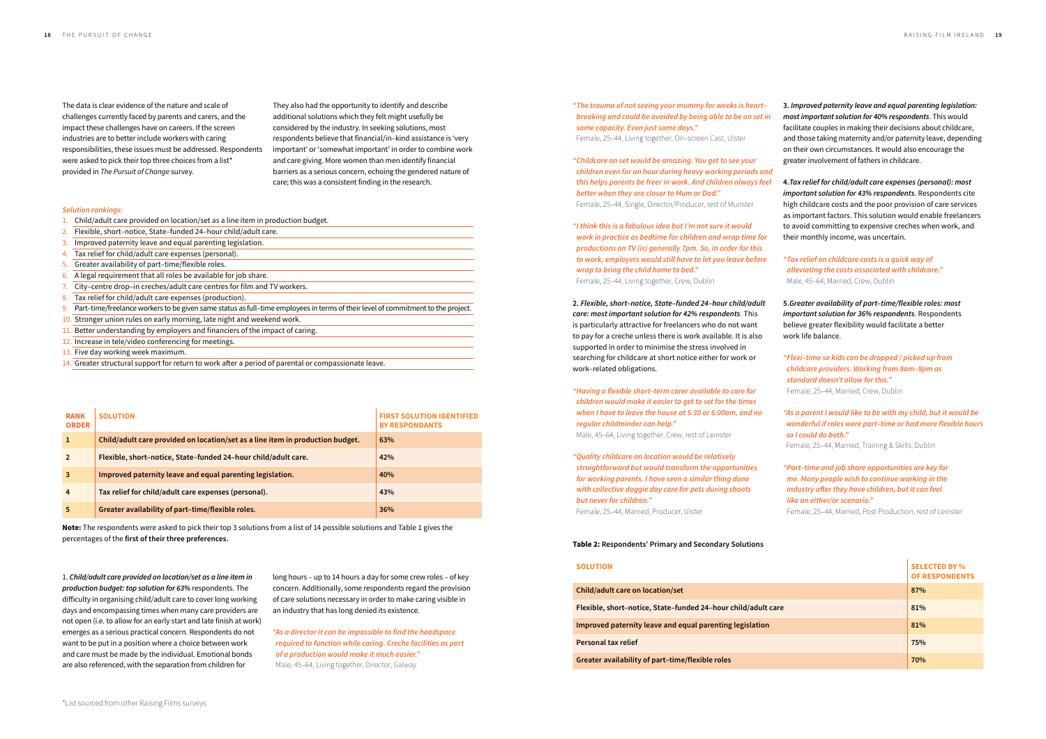The data is clear evidence of the nature and scale of challenges currently faced by parents and carers, and the impact these challenges have on careers. If the screen industries are to better include workers with caring responsibilities, these issues must be addressed. Respondents were asked to pick their top three choices from a list* provided in *The Pursuit of Change* survey.

They also had the opportunity to identify and describe additional solutions which they felt might usefully be considered by the industry. In seeking solutions, most respondents believe that financial/in–kind assistance is 'very important' or 'somewhat important' in order to combine work and care giving. More women than men identify financial barriers as a serious concern, echoing the gendered nature of care; this was a consistent finding in the research.

*Solution rankings:*

1. Child/adult care provided on location/set as a line item in production budget.
2. Flexible, short–notice, State–funded 24–hour child/adult care.
3. Improved paternity leave and equal parenting legislation.
4. Tax relief for child/adult care expenses (personal).
5. Greater availability of part–time/flexible roles.
6. A legal requirement that all roles be available for job share.
7. City–centre drop–in creches/adult care centres for film and TV workers.
8. Tax relief for child/adult care expenses (production).
9. Part–time/freelance workers to be given same status as full–time employees in terms of their level of commitment to the project.
10. Stronger union rules on early morning, late night and weekend work.
11. Better understanding by employers and financiers of the impact of caring.
12. Increase in tele/video conferencing for meetings.
13. Five day working week maximum.
14. Greater structural support for return to work after a period of parental or compassionate leave.

| RANK ORDER | SOLUTION | FIRST SOLUTION IDENTIFIED BY RESPONDANTS |
|---|---|---|
| 1 | Child/adult care provided on location/set as a line item in production budget. | 63% |
| 2 | Flexible, short–notice, State–funded 24–hour child/adult care. | 42% |
| 3 | Improved paternity leave and equal parenting legislation. | 40% |
| 4 | Tax relief for child/adult care expenses (personal). | 43% |
| 5 | Greater availability of part–time/flexible roles. | 36% |

**Note:** The respondents were asked to pick their top 3 solutions from a list of 14 possible solutions and Table 1 gives the percentages of the **first of their three preferences.**

1. ***Child/adult care provided on location/set as a line item in production budget: top solution for 63%** respondents.* The difficulty in organising child/adult care to cover long working days and encompassing times when many care providers are not open (i.e. to allow for an early start and late finish at work) emerges as a serious practical concern. Respondents do not want to be put in a position where a choice between work and care must be made by the individual. Emotional bonds are also referenced, with the separation from children for long hours – up to 14 hours a day for some crew roles – of key concern. Additionally, some respondents regard the provision of care solutions necessary in order to make caring visible in an industry that has long denied its existence.

*"As a director it can be impossible to find the headspace required to function while caring. Creche facilities as part of a production would make it much easier."*
Male, 45–64, Living together, Director, Galway

*"The trauma of not seeing your mummy for weeks is heart-breaking and could be avoided by being able to be on set in some capacity. Even just some days."*
Female, 25–44, Living together, On–screen Cast, Ulster

*"Childcare on set would be amazing. You get to see your children even for an hour during heavy working periods and this helps parents be freer in work. And children always feel better when they are closer to Mum or Dad."*
Female, 25–44, Single, Director/Producer, rest of Munster

*"I think this is a fabulous idea but I'm not sure it would work in practice as bedtime for children and wrap time for productions on TV (is) generally 7pm. So, in order for this to work, employers would still have to let you leave before wrap to bring the child home to bed."*
Female, 25–44, Living together, Crew, Dublin

2. ***Flexible, short–notice, State–funded 24–hour child/adult care: most important solution for 42% respondents**.* This is particularly attractive for freelancers who do not want to pay for a creche unless there is work available. It is also supported in order to minimise the stress involved in searching for childcare at short notice either for work or work–related obligations.

*"Having a flexible short–term carer available to care for children would make it easier to get to set for the times when I have to leave the house at 5:30 or 6:00am, and no regular childminder can help."*
Male, 45–64, Living together, Crew, rest of Leinster

*"Quality childcare on location would be relatively straightforward but would transform the opportunities for working parents. I have seen a similar thing done with collective doggie day care for pets during shoots but never for children."*
Female, 25–44, Married, Producer, Ulster

3. ***Improved paternity leave and equal parenting legislation: most important solution for 40% respondents**.* This would facilitate couples in making their decisions about childcare, and those taking maternity and/or paternity leave, depending on their own circumstances. It would also encourage the greater involvement of fathers in childcare.

4. ***Tax relief for child/adult care expenses (personal): most important solution for 43% respondents**.* Respondents cite high childcare costs and the poor provision of care services as important factors. This solution would enable freelancers to avoid committing to expensive creches when work, and their monthly income, was uncertain.

*"Tax relief on childcare costs is a quick way of alleviating the costs associated with childcare."*
Male, 45–64, Married, Crew, Dublin

5. ***Greater availability of part–time/flexible roles: most important solution for 36% respondents**.* Respondents believe greater flexibility would facilitate a better work life balance.

*"Flexi–time so kids can be dropped / picked up from childcare providers. Working from 8am–8pm as standard doesn't allow for this."*
Female, 25–44, Married, Crew, Dublin

*"As a parent I would like to be with my child, but it would be wonderful if roles were part–time or had more flexible hours so I could do both."*
Female, 25–44, Married, Training & Skills, Dublin

*"Part–time and job share opportunities are key for me. Many people wish to continue working in the industry after they have children, but it can feel like an either/or scenario."*
Female, 25–44, Married, Post Production, rest of Leinster

**Table 2: Respondents' Primary and Secondary Solutions**

| SOLUTION | SELECTED BY % OF RESPONDENTS |
|---|---|
| Child/adult care on location/set | 87% |
| Flexible, short–notice, State–funded 24–hour child/adult care | 81% |
| Improved paternity leave and equal parenting legislation | 81% |
| Personal tax relief | 75% |
| Greater availability of part–time/flexible roles | 70% |

*List sourced from other Raising Films surveys.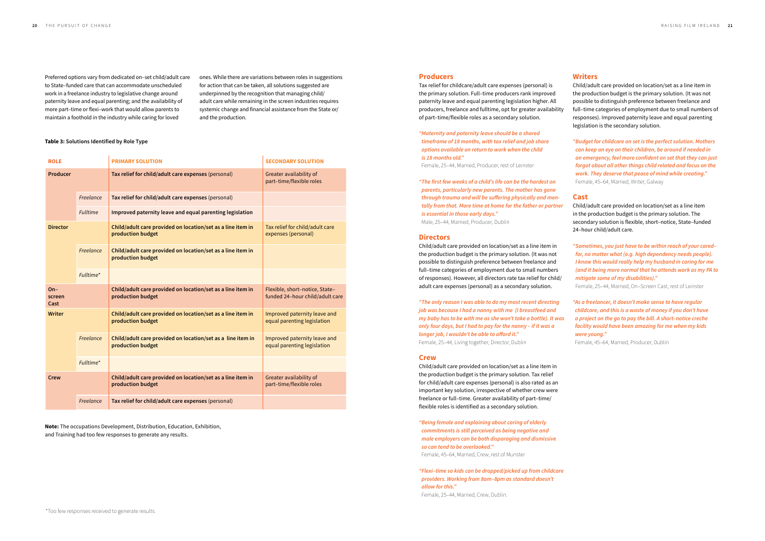Preferred options vary from dedicated on–set child/adult care to State–funded care that can accommodate unscheduled work in a freelance industry to legislative change around paternity leave and equal parenting; and the availability of more part–time or flexi–work that would allow parents to maintain a foothold in the industry while caring for loved ones. While there are variations between roles in suggestions for action that can be taken, all solutions suggested are underpinned by the recognition that managing child/adult care while remaining in the screen industries requires systemic change and financial assistance from the State or/and the production.

**Table 3: Solutions Identified by Role Type**

| ROLE | | PRIMARY SOLUTION | SECONDARY SOLUTION |
|---|---|---|---|
| **Producer** | | **Tax relief for child/adult care expenses** (personal) | Greater availability of part–time/flexible roles |
| | *Freelance* | **Tax relief for child/adult care expenses** (personal) | |
| | *Fulltime* | **Improved paternity leave and equal parenting legislation** | |
| **Director** | | **Child/adult care provided on location/set as a line item in production budget** | Tax relief for child/adult care expenses (personal) |
| | *Freelance* | **Child/adult care provided on location/set as a line item in production budget** | |
| | *Fulltime\** | | |
| **On–screen Cast** | | **Child/adult care provided on location/set as a line item in production budget** | Flexible, short–notice, State–funded 24–hour child/adult care |
| **Writer** | | **Child/adult care provided on location/set as a line item in production budget** | Improved paternity leave and equal parenting legislation |
| | *Freelance* | **Child/adult care provided on location/set as a line item in production budget** | Improved paternity leave and equal parenting legislation |
| | *Fulltime\** | | |
| **Crew** | | **Child/adult care provided on location/set as a line item in production budget** | Greater availability of part–time/flexible roles |
| | *Freelance* | **Tax relief for child/adult care expenses** (personal) | |

**Note:** The occupations Development, Distribution, Education, Exhibition, and Training had too few responses to generate any results.

\*Too few responses received to generate results.

## Producers

Tax relief for childcare/adult care expenses (personal) is the primary solution. Full–time producers rank improved paternity leave and equal parenting legislation higher. All producers, freelance and fulltime, opt for greater availability of part–time/flexible roles as a secondary solution.

*"Maternity and paternity leave should be a shared timeframe of 18 months, with tax relief and job share options available on return to work when the child is 18 months old."*
Female, 25–44, Married, Producer, rest of Leinster

*"The first few weeks of a child's life can be the hardest on parents, particularly new parents. The mother has gone through trauma and will be suffering physically and mentally from that. More time at home for the father or partner is essential in those early days."*
Male, 25–44, Married, Producer, Dublin

## Directors

Child/adult care provided on location/set as a line item in the production budget is the primary solution. (It was not possible to distinguish preference between freelance and full–time categories of employment due to small numbers of responses). However, all directors rate tax relief for child/adult care expenses (personal) as a secondary solution.

*"The only reason I was able to do my most recent directing job was because I had a nanny with me (I breastfeed and my baby has to be with me as she won't take a bottle). It was only four days, but I had to pay for the nanny – if it was a longer job, I wouldn't be able to afford it."*
Female, 25–44, Living together, Director, Dublin

## Crew

Child/adult care provided on location/set as a line item in the production budget is the primary solution. Tax relief for child/adult care expenses (personal) is also rated as an important key solution, irrespective of whether crew were freelance or full–time. Greater availability of part–time/flexible roles is identified as a secondary solution.

*"Being female and explaining about caring of elderly commitments is still perceived as being negative and male employers can be both disparaging and dismissive so can tend to be overlooked."*
Female, 45–64, Married, Crew, rest of Munster

*"Flexi–time so kids can be dropped/picked up from childcare providers. Working from 8am–8pm as standard doesn't allow for this."*
Female, 25–44, Married, Crew, Dublin.

## Writers

Child/adult care provided on location/set as a line item in the production budget is the primary solution. (It was not possible to distinguish preference between freelance and full–time categories of employment due to small numbers of responses). Improved paternity leave and equal parenting legislation is the secondary solution.

*"Budget for childcare on set is the perfect solution. Mothers can keep an eye on their children, be around if needed in an emergency, feel more confident on set that they can just forgot about all other things child related and focus on the work. They deserve that peace of mind while creating."*
Female, 45–64, Married, Writer, Galway

## Cast

Child/adult care provided on location/set as a line item in the production budget is the primary solution. The secondary solution is flexible, short–notice, State–funded 24–hour child/adult care.

*"Sometimes, you just have to be within reach of your cared–for, no matter what (e.g. high dependency needs people). I know this would really help my husband in caring for me (and it being more normal that he attends work as my PA to mitigate some of my disabilities)."*
Female, 25–44, Married, On–Screen Cast, rest of Leinster

*"As a freelancer, it doesn't make sense to have regular childcare, and this is a waste of money if you don't have a project on the go to pay the bill. A short–notice creche facility would have been amazing for me when my kids were young."*
Female, 45–64, Married, Producer, Dublin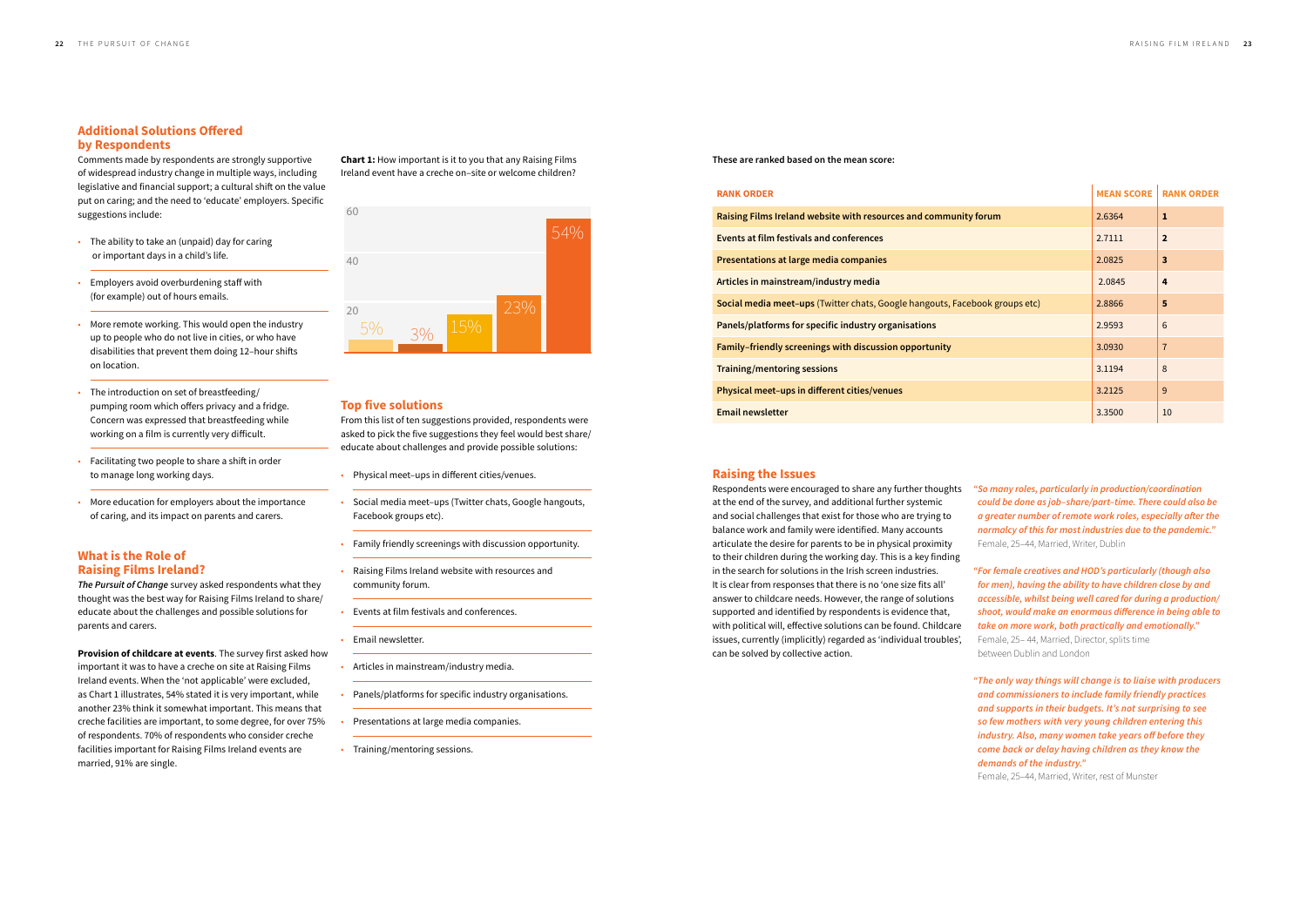## Additional Solutions Offered by Respondents

Comments made by respondents are strongly supportive of widespread industry change in multiple ways, including legislative and financial support; a cultural shift on the value put on caring; and the need to 'educate' employers. Specific suggestions include:

- The ability to take an (unpaid) day for caring or important days in a child's life.
- Employers avoid overburdening staff with (for example) out of hours emails.
- More remote working. This would open the industry up to people who do not live in cities, or who have disabilities that prevent them doing 12–hour shifts on location.
- The introduction on set of breastfeeding/pumping room which offers privacy and a fridge. Concern was expressed that breastfeeding while working on a film is currently very difficult.
- Facilitating two people to share a shift in order to manage long working days.
- More education for employers about the importance of caring, and its impact on parents and carers.

## What is the Role of Raising Films Ireland?

*The Pursuit of Change* survey asked respondents what they thought was the best way for Raising Films Ireland to share/educate about the challenges and possible solutions for parents and carers.

**Provision of childcare at events**. The survey first asked how important it was to have a creche on site at Raising Films Ireland events. When the 'not applicable' were excluded, as Chart 1 illustrates, 54% stated it is very important, while another 23% think it somewhat important. This means that creche facilities are important, to some degree, for over 75% of respondents. 70% of respondents who consider creche facilities important for Raising Films Ireland events are married, 91% are single.

**Chart 1:** How important is it to you that any Raising Films Ireland event have a creche on–site or welcome children?

| | |
|---|---|
| 5% | |
| 3% | |
| 15% | |
| 23% | |
| 54% | |

## Top five solutions

From this list of ten suggestions provided, respondents were asked to pick the five suggestions they feel would best share/educate about challenges and provide possible solutions:

- Physical meet–ups in different cities/venues.
- Social media meet–ups (Twitter chats, Google hangouts, Facebook groups etc).
- Family friendly screenings with discussion opportunity.
- Raising Films Ireland website with resources and community forum.
- Events at film festivals and conferences.
- Email newsletter.
- Articles in mainstream/industry media.
- Panels/platforms for specific industry organisations.
- Presentations at large media companies.
- Training/mentoring sessions.

**These are ranked based on the mean score:**

| RANK ORDER | MEAN SCORE | RANK ORDER |
|---|---|---|
| Raising Films Ireland website with resources and community forum | 2.6364 | 1 |
| Events at film festivals and conferences | 2.7111 | 2 |
| Presentations at large media companies | 2.0825 | 3 |
| Articles in mainstream/industry media | 2.0845 | 4 |
| Social media meet–ups (Twitter chats, Google hangouts, Facebook groups etc) | 2.8866 | 5 |
| Panels/platforms for specific industry organisations | 2.9593 | 6 |
| Family–friendly screenings with discussion opportunity | 3.0930 | 7 |
| Training/mentoring sessions | 3.1194 | 8 |
| Physical meet–ups in different cities/venues | 3.2125 | 9 |
| Email newsletter | 3.3500 | 10 |

## Raising the Issues

Respondents were encouraged to share any further thoughts at the end of the survey, and additional further systemic and social challenges that exist for those who are trying to balance work and family were identified. Many accounts articulate the desire for parents to be in physical proximity to their children during the working day. This is a key finding in the search for solutions in the Irish screen industries. It is clear from responses that there is no 'one size fits all' answer to childcare needs. However, the range of solutions supported and identified by respondents is evidence that, with political will, effective solutions can be found. Childcare issues, currently (implicitly) regarded as 'individual troubles', can be solved by collective action.

***"So many roles, particularly in production/coordination could be done as job–share/part–time. There could also be a greater number of remote work roles, especially after the normalcy of this for most industries due to the pandemic."***
Female, 25–44, Married, Writer, Dublin

***"For female creatives and HOD's particularly (though also for men), having the ability to have children close by and accessible, whilst being well cared for during a production/shoot, would make an enormous difference in being able to take on more work, both practically and emotionally."***
Female, 25– 44, Married, Director, splits time between Dublin and London

***"The only way things will change is to liaise with producers and commissioners to include family friendly practices and supports in their budgets. It's not surprising to see so few mothers with very young children entering this industry. Also, many women take years off before they come back or delay having children as they know the demands of the industry."***
Female, 25–44, Married, Writer, rest of Munster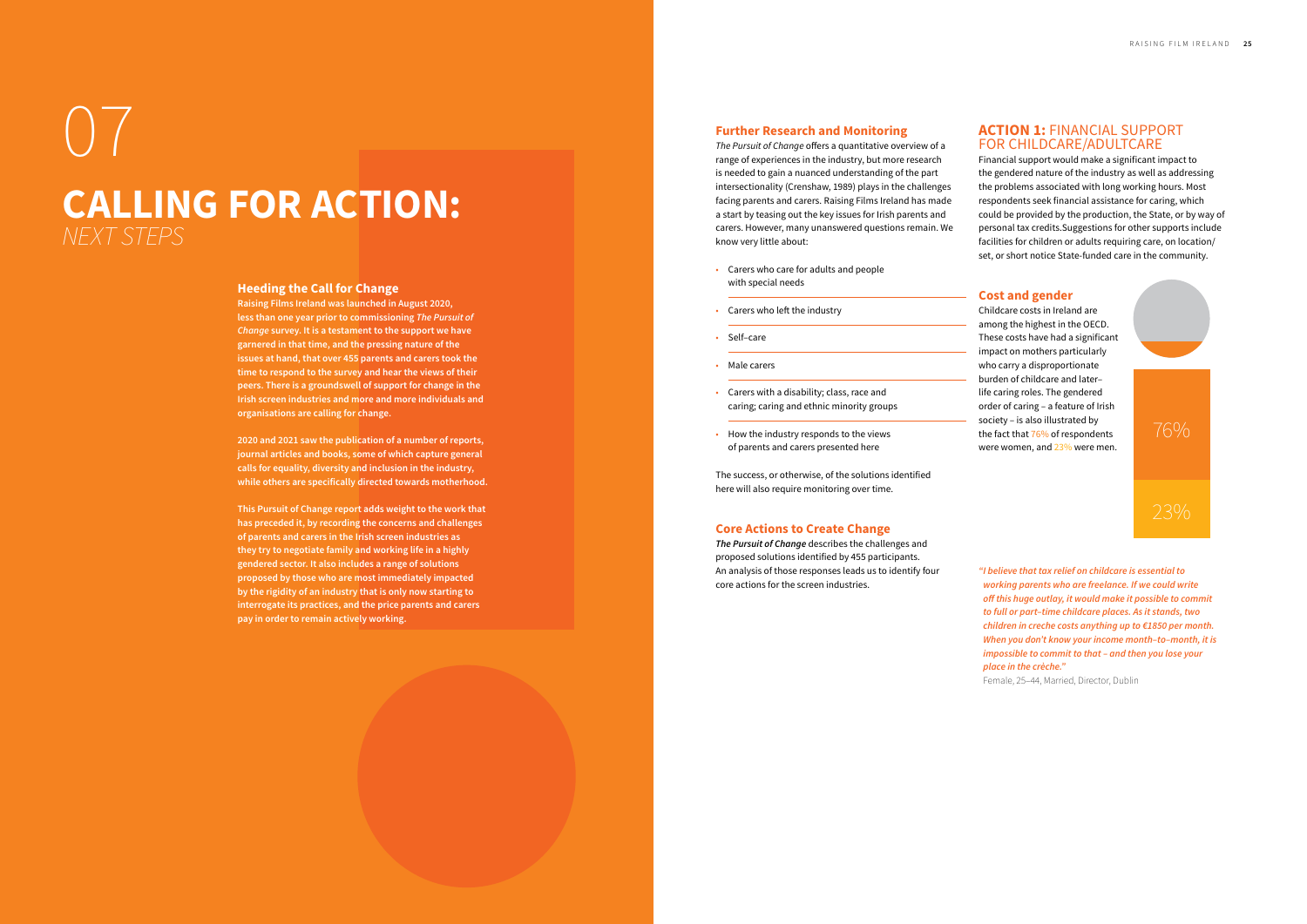# 07

# CALLING FOR ACTION: *NEXT STEPS*

## Heeding the Call for Change

**Raising Films Ireland was launched in August 2020, less than one year prior to commissioning *The Pursuit of Change* survey. It is a testament to the support we have garnered in that time, and the pressing nature of the issues at hand, that over 455 parents and carers took the time to respond to the survey and hear the views of their peers. There is a groundswell of support for change in the Irish screen industries and more and more individuals and organisations are calling for change.**

**2020 and 2021 saw the publication of a number of reports, journal articles and books, some of which capture general calls for equality, diversity and inclusion in the industry, while others are specifically directed towards motherhood.**

**This Pursuit of Change report adds weight to the work that has preceded it, by recording the concerns and challenges of parents and carers in the Irish screen industries as they try to negotiate family and working life in a highly gendered sector. It also includes a range of solutions proposed by those who are most immediately impacted by the rigidity of an industry that is only now starting to interrogate its practices, and the price parents and carers pay in order to remain actively working.**

## Further Research and Monitoring

*The Pursuit of Change* offers a quantitative overview of a range of experiences in the industry, but more research is needed to gain a nuanced understanding of the part intersectionality (Crenshaw, 1989) plays in the challenges facing parents and carers. Raising Films Ireland has made a start by teasing out the key issues for Irish parents and carers. However, many unanswered questions remain. We know very little about:

- Carers who care for adults and people with special needs
- Carers who left the industry
- Self-care
- Male carers
- Carers with a disability; class, race and caring; caring and ethnic minority groups
- How the industry responds to the views of parents and carers presented here

The success, or otherwise, of the solutions identified here will also require monitoring over time.

## Core Actions to Create Change

***The Pursuit of Change*** describes the challenges and proposed solutions identified by 455 participants. An analysis of those responses leads us to identify four core actions for the screen industries.

## ACTION 1: FINANCIAL SUPPORT FOR CHILDCARE/ADULTCARE

Financial support would make a significant impact to the gendered nature of the industry as well as addressing the problems associated with long working hours. Most respondents seek financial assistance for caring, which could be provided by the production, the State, or by way of personal tax credits.Suggestions for other supports include facilities for children or adults requiring care, on location/set, or short notice State-funded care in the community.

### Cost and gender

Childcare costs in Ireland are among the highest in the OECD. These costs have had a significant impact on mothers particularly who carry a disproportionate burden of childcare and later–life caring roles. The gendered order of caring – a feature of Irish society – is also illustrated by the fact that 76% of respondents were women, and 23% were men.

76%

23%

*"I believe that tax relief on childcare is essential to working parents who are freelance. If we could write off this huge outlay, it would make it possible to commit to full or part–time childcare places. As it stands, two children in creche costs anything up to €1850 per month. When you don't know your income month–to–month, it is impossible to commit to that – and then you lose your place in the crèche."*

Female, 25–44, Married, Director, Dublin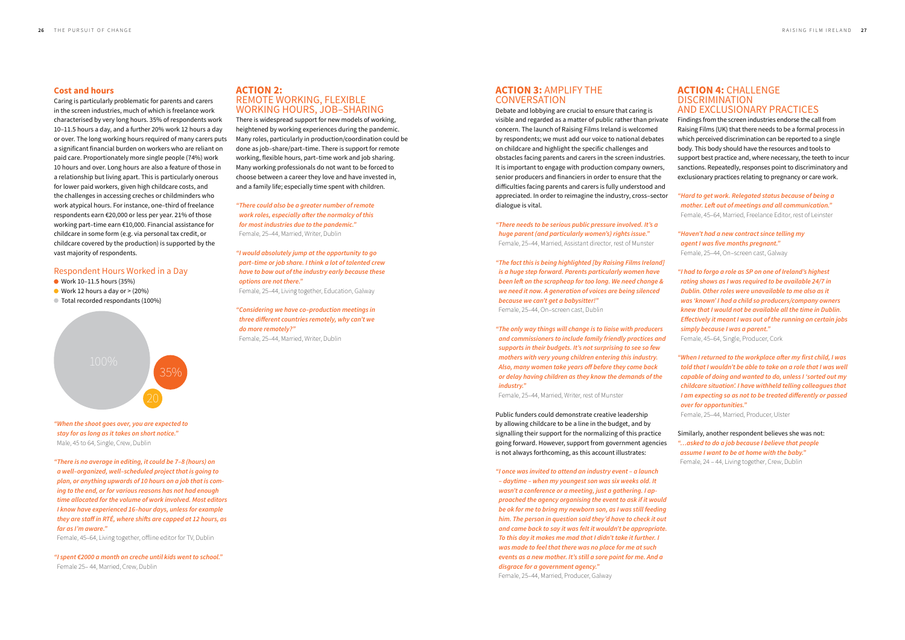## Cost and hours

Caring is particularly problematic for parents and carers in the screen industries, much of which is freelance work characterised by very long hours. 35% of respondents work 10–11.5 hours a day, and a further 20% work 12 hours a day or over. The long working hours required of many carers puts a significant financial burden on workers who are reliant on paid care. Proportionately more single people (74%) work 10 hours and over. Long hours are also a feature of those in a relationship but living apart. This is particularly onerous for lower paid workers, given high childcare costs, and the challenges in accessing creches or childminders who work atypical hours. For instance, one–third of freelance respondents earn €20,000 or less per year. 21% of those working part–time earn €10,000. Financial assistance for childcare in some form (e.g. via personal tax credit, or childcare covered by the production) is supported by the vast majority of respondents.

### Respondent Hours Worked in a Day

- Work 10–11.5 hours (35%)
- Work 12 hours a day or > (20%)
- Total recorded respondants (100%)

100%

35%

20

*"When the shoot goes over, you are expected to stay for as long as it takes on short notice."*
Male, 45 to 64, Single, Crew, Dublin

*"There is no average in editing, it could be 7–8 (hours) on a well–organized, well–scheduled project that is going to plan, or anything upwards of 10 hours on a job that is coming to the end, or for various reasons has not had enough time allocated for the volume of work involved. Most editors I know have experienced 16–hour days, unless for example they are staff in RTÉ, where shifts are capped at 12 hours, as far as I'm aware."*
Female, 45–64, Living together, offline editor for TV, Dublin

*"I spent €2000 a month on creche until kids went to school."*
Female 25– 44, Married, Crew, Dublin

## ACTION 2: REMOTE WORKING, FLEXIBLE WORKING HOURS, JOB–SHARING

There is widespread support for new models of working, heightened by working experiences during the pandemic. Many roles, particularly in production/coordination could be done as job–share/part–time. There is support for remote working, flexible hours, part–time work and job sharing. Many working professionals do not want to be forced to choose between a career they love and have invested in, and a family life; especially time spent with children.

*"There could also be a greater number of remote work roles, especially after the normalcy of this for most industries due to the pandemic."*
Female, 25–44, Married, Writer, Dublin

*"I would absolutely jump at the opportunity to go part–time or job share. I think a lot of talented crew have to bow out of the industry early because these options are not there."*
Female, 25–44, Living together, Education, Galway

*"Considering we have co–production meetings in three different countries remotely, why can't we do more remotely?"*
Female, 25–44, Married, Writer, Dublin

## ACTION 3: AMPLIFY THE CONVERSATION

Debate and lobbying are crucial to ensure that caring is visible and regarded as a matter of public rather than private concern. The launch of Raising Films Ireland is welcomed by respondents; we must add our voice to national debates on childcare and highlight the specific challenges and obstacles facing parents and carers in the screen industries. It is important to engage with production company owners, senior producers and financiers in order to ensure that the difficulties facing parents and carers is fully understood and appreciated. In order to reimagine the industry, cross–sector dialogue is vital.

*"There needs to be serious public pressure involved. It's a huge parent (and particularly women's) rights issue."*
Female, 25–44, Married, Assistant director, rest of Munster

*"The fact this is being highlighted [by Raising Films Ireland] is a huge step forward. Parents particularly women have been left on the scrapheap for too long. We need change & we need it now. A generation of voices are being silenced because we can't get a babysitter!"*
Female, 25–44, On–screen cast, Dublin

*"The only way things will change is to liaise with producers and commissioners to include family friendly practices and supports in their budgets. It's not surprising to see so few mothers with very young children entering this industry. Also, many women take years off before they come back or delay having children as they know the demands of the industry."*
Female, 25–44, Married, Writer, rest of Munster

Public funders could demonstrate creative leadership by allowing childcare to be a line in the budget, and by signalling their support for the normalizing of this practice going forward. However, support from government agencies is not always forthcoming, as this account illustrates:

*"I once was invited to attend an industry event – a launch – daytime – when my youngest son was six weeks old. It wasn't a conference or a meeting, just a gathering. I approached the agency organising the event to ask if it would be ok for me to bring my newborn son, as I was still feeding him. The person in question said they'd have to check it out and came back to say it was felt it wouldn't be appropriate. To this day it makes me mad that I didn't take it further. I was made to feel that there was no place for me at such events as a new mother. It's still a sore point for me. And a disgrace for a government agency."*
Female, 25–44, Married, Producer, Galway

## ACTION 4: CHALLENGE DISCRIMINATION AND EXCLUSIONARY PRACTICES

Findings from the screen industries endorse the call from Raising Films (UK) that there needs to be a formal process in which perceived discrimination can be reported to a single body. This body should have the resources and tools to support best practice and, where necessary, the teeth to incur sanctions. Repeatedly, responses point to discriminatory and exclusionary practices relating to pregnancy or care work.

*"Hard to get work. Relegated status because of being a mother. Left out of meetings and all communication."*
Female, 45–64, Married, Freelance Editor, rest of Leinster

*"Haven't had a new contract since telling my agent I was five months pregnant."*
Female, 25–44, On–screen cast, Galway

*"I had to forgo a role as SP on one of Ireland's highest rating shows as I was required to be available 24/7 in Dublin. Other roles were unavailable to me also as it was 'known' I had a child so producers/company owners knew that I would not be available all the time in Dublin. Effectively it meant I was out of the running on certain jobs simply because I was a parent."*
Female, 45–64, Single, Producer, Cork

*"When I returned to the workplace after my first child, I was told that I wouldn't be able to take on a role that I was well capable of doing and wanted to do, unless I 'sorted out my childcare situation'. I have withheld telling colleagues that I am expecting so as not to be treated differently or passed over for opportunities."*
Female, 25–44, Married, Producer, Ulster

Similarly, another respondent believes she was not:
*"…asked to do a job because I believe that people assume I want to be at home with the baby."*
Female, 24 – 44, Living together, Crew, Dublin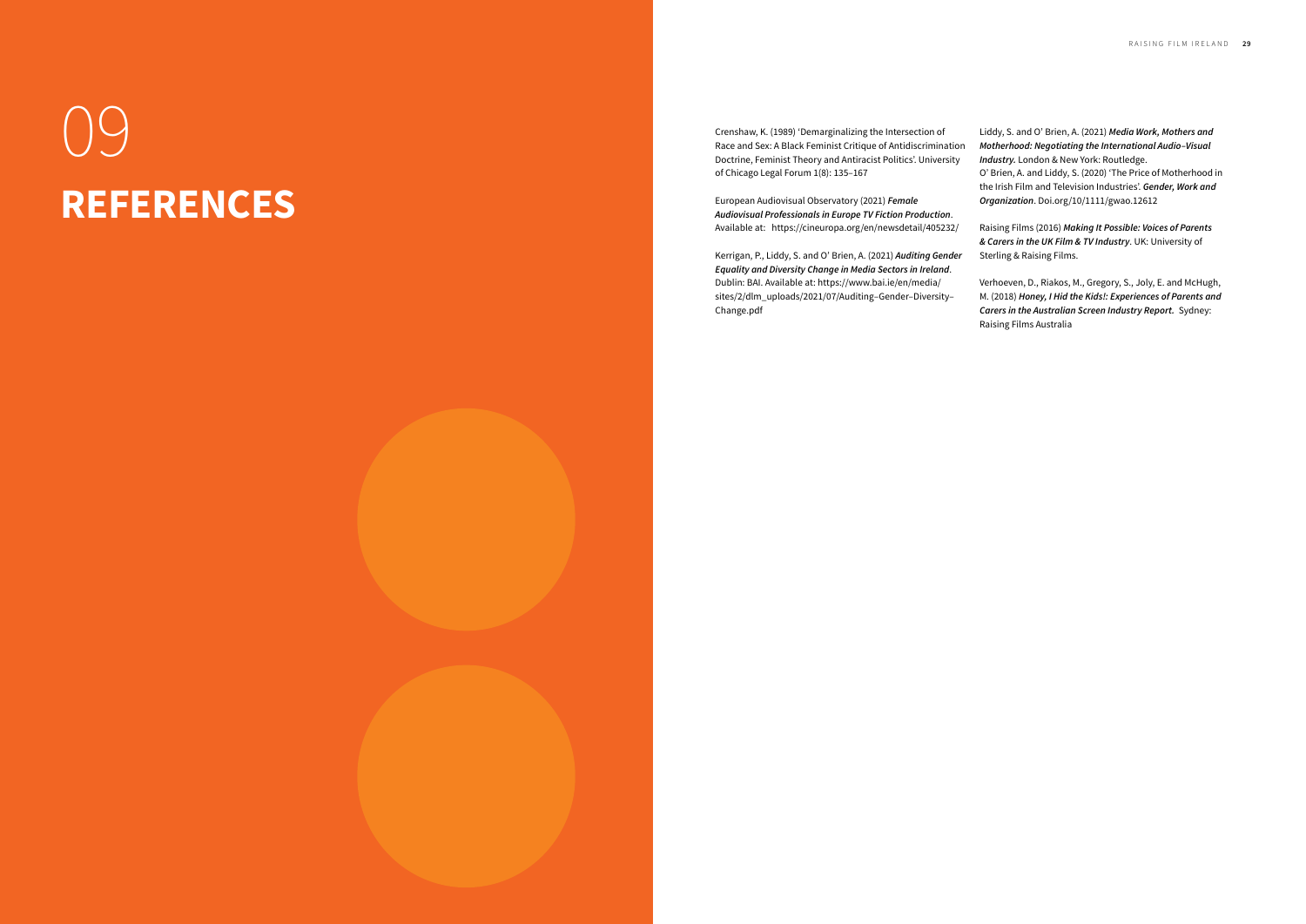# 09 REFERENCES

Crenshaw, K. (1989) 'Demarginalizing the Intersection of Race and Sex: A Black Feminist Critique of Antidiscrimination Doctrine, Feminist Theory and Antiracist Politics'. University of Chicago Legal Forum 1(8): 135–167

European Audiovisual Observatory (2021) ***Female Audiovisual Professionals in Europe TV Fiction Production***. Available at: https://cineuropa.org/en/newsdetail/405232/

Kerrigan, P., Liddy, S. and O' Brien, A. (2021) ***Auditing Gender Equality and Diversity Change in Media Sectors in Ireland***. Dublin: BAI. Available at: https://www.bai.ie/en/media/sites/2/dlm_uploads/2021/07/Auditing-Gender-Diversity-Change.pdf

Liddy, S. and O' Brien, A. (2021) ***Media Work, Mothers and Motherhood: Negotiating the International Audio-Visual Industry.*** London & New York: Routledge.
O' Brien, A. and Liddy, S. (2020) 'The Price of Motherhood in the Irish Film and Television Industries'. ***Gender, Work and Organization***. Doi.org/10/1111/gwao.12612

Raising Films (2016) ***Making It Possible: Voices of Parents & Carers in the UK Film & TV Industry***. UK: University of Sterling & Raising Films.

Verhoeven, D., Riakos, M., Gregory, S., Joly, E. and McHugh, M. (2018) ***Honey, I Hid the Kids!: Experiences of Parents and Carers in the Australian Screen Industry Report.*** Sydney: Raising Films Australia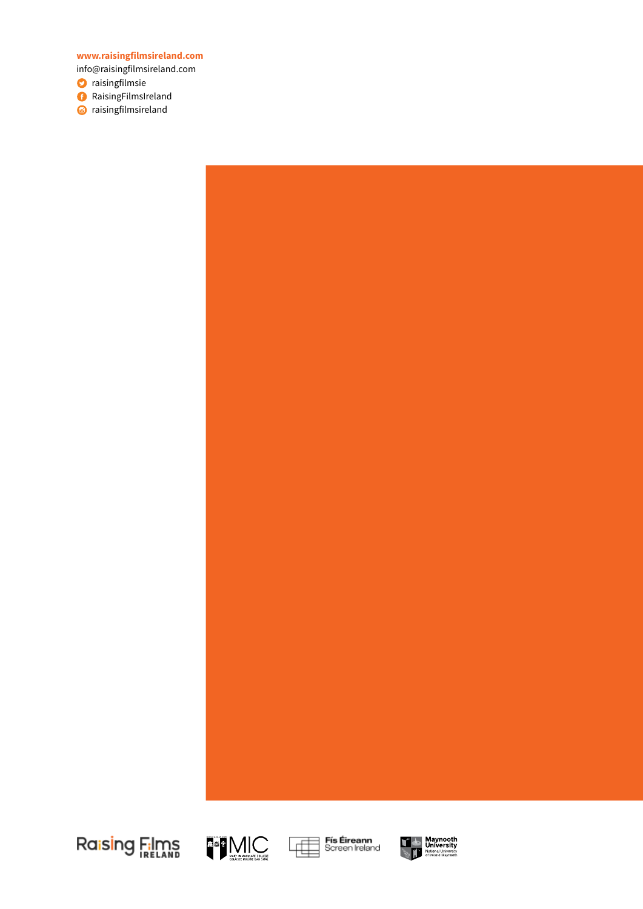**www.raisingfilmsireland.com**
info@raisingfilmsireland.com
raisingfilmsie
RaisingFilmsIreland
raisingfilmsireland